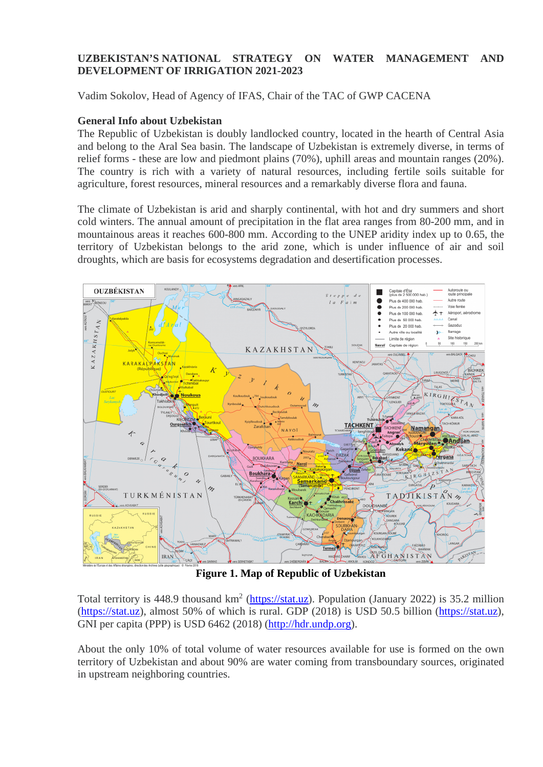**UZBEKISTAN'S NATIONAL STRATEGY ON WATER MANAGEMENT AND DEVELOPMENT OF IRRIGATION 2021-2023**

Vadim Sokolov, Head of Agency of IFAS, Chair of the TAC of GWP CACENA

**General Info about Uzbekistan**

The Republic of Uzbekistan is doubly landlocked country, located in the hearth of Central Asia and belong to the Aral Sea basin. The landscape of Uzbekistan is extremely diverse, in terms of relief forms - these are low and piedmont plains (70%), uphill areas and mountain ranges (20%). The country is rich with a variety of natural resources, including fertile soils suitable for agriculture, forest resources, mineral resources and a remarkably diverse flora and fauna.

The climate of Uzbekistan is arid and sharply continental, with hot and dry summers and short cold winters. The annual amount of precipitation in the flat area ranges from 80-200 mm, and in mountainous areas it reaches 600-800 mm. According to the UNEP aridity index up to 0.65, the territory of Uzbekistan belongs to the arid zone, which is under influence of air and soil droughts, which are basis for ecosystems degradation and desertification processes.

**Figure 1. Map of Republic of Uzbekistan**

Total territory is 448.9 thousand km$^2$ (https://stat.uz). Population (January 2022) is 35.2 million (https://stat.uz), almost 50% of which is rural. GDP (2018) is USD 50.5 billion (https://stat.uz), GNI per capita (PPP) is USD 6462 (2018) (http://hdr.undp.org).

About the only 10% of total volume of water resources available for use is formed on the own territory of Uzbekistan and about 90% are water coming from transboundary sources, originated in upstream neighboring countries.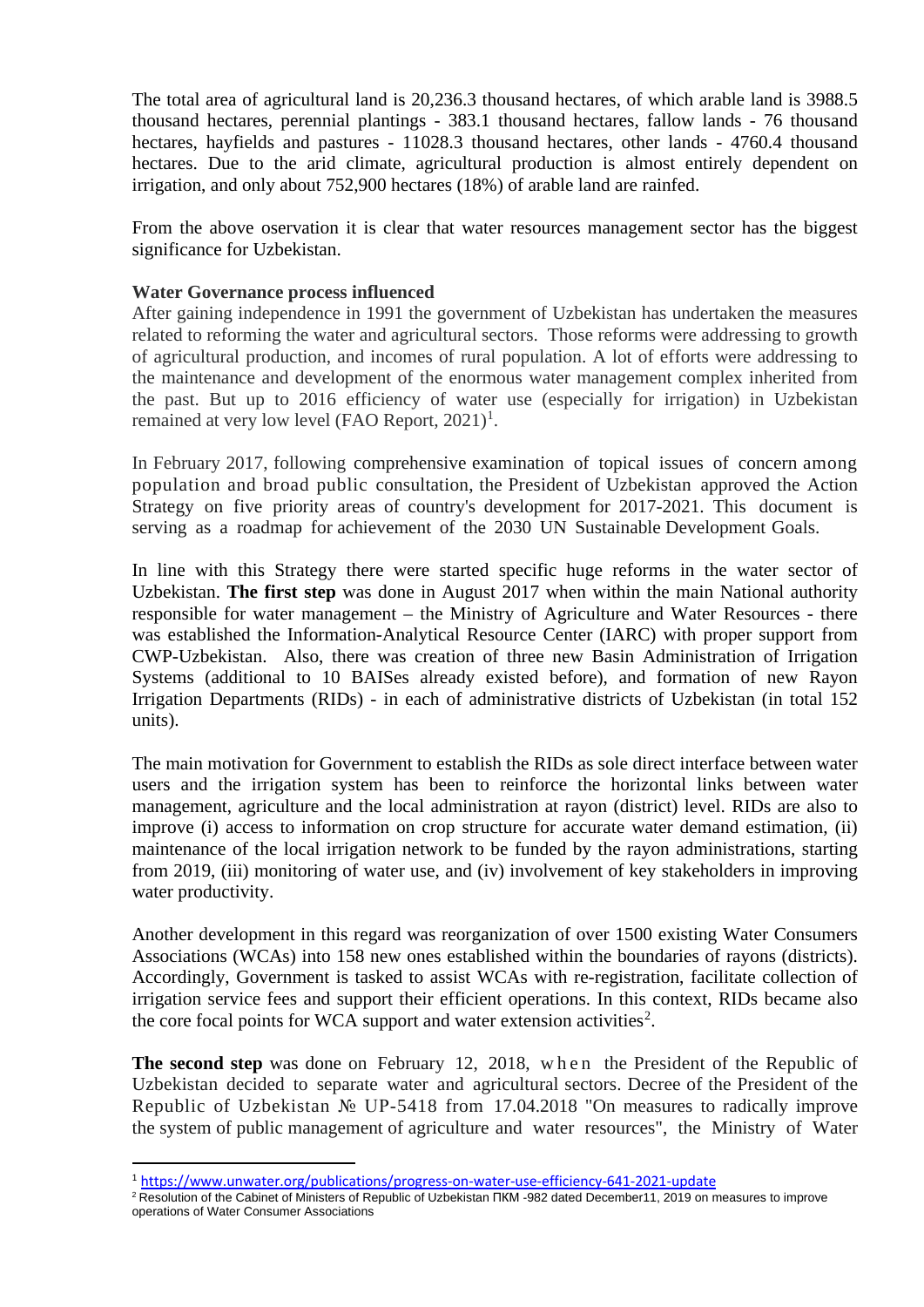The total area of agricultural land is 20,236.3 thousand hectares, of which arable land is 3988.5 thousand hectares, perennial plantings - 383.1 thousand hectares, fallow lands - 76 thousand hectares, hayfields and pastures - 11028.3 thousand hectares, other lands - 4760.4 thousand hectares. Due to the arid climate, agricultural production is almost entirely dependent on irrigation, and only about 752,900 hectares (18%) of arable land are rainfed.

From the above oservation it is clear that water resources management sector has the biggest significance for Uzbekistan.

**Water Governance process influenced**

After gaining independence in 1991 the government of Uzbekistan has undertaken the measures related to reforming the water and agricultural sectors. Those reforms were addressing to growth of agricultural production, and incomes of rural population. A lot of efforts were addressing to the maintenance and development of the enormous water management complex inherited from the past. But up to 2016 efficiency of water use (especially for irrigation) in Uzbekistan remained at very low level (FAO Report, 2021)[1].

In February 2017, following comprehensive examination of topical issues of concern among population and broad public consultation, the President of Uzbekistan approved the Action Strategy on five priority areas of country's development for 2017-2021. This document is serving as a roadmap for achievement of the 2030 UN Sustainable Development Goals.

In line with this Strategy there were started specific huge reforms in the water sector of Uzbekistan. **The first step** was done in August 2017 when within the main National authority responsible for water management – the Ministry of Agriculture and Water Resources - there was established the Information-Analytical Resource Center (IARC) with proper support from CWP-Uzbekistan. Also, there was creation of three new Basin Administration of Irrigation Systems (additional to 10 BAISes already existed before), and formation of new Rayon Irrigation Departments (RIDs) - in each of administrative districts of Uzbekistan (in total 152 units).

The main motivation for Government to establish the RIDs as sole direct interface between water users and the irrigation system has been to reinforce the horizontal links between water management, agriculture and the local administration at rayon (district) level. RIDs are also to improve (i) access to information on crop structure for accurate water demand estimation, (ii) maintenance of the local irrigation network to be funded by the rayon administrations, starting from 2019, (iii) monitoring of water use, and (iv) involvement of key stakeholders in improving water productivity.

Another development in this regard was reorganization of over 1500 existing Water Consumers Associations (WCAs) into 158 new ones established within the boundaries of rayons (districts). Accordingly, Government is tasked to assist WCAs with re-registration, facilitate collection of irrigation service fees and support their efficient operations. In this context, RIDs became also the core focal points for WCA support and water extension activities[2].

**The second step** was done on February 12, 2018, when the President of the Republic of Uzbekistan decided to separate water and agricultural sectors. Decree of the President of the Republic of Uzbekistan № UP-5418 from 17.04.2018 "On measures to radically improve the system of public management of agriculture and water resources", the Ministry of Water

---

[1] https://www.unwater.org/publications/progress-on-water-use-efficiency-641-2021-update

[2] Resolution of the Cabinet of Ministers of Republic of Uzbekistan ПКМ -982 dated December11, 2019 on measures to improve operations of Water Consumer Associations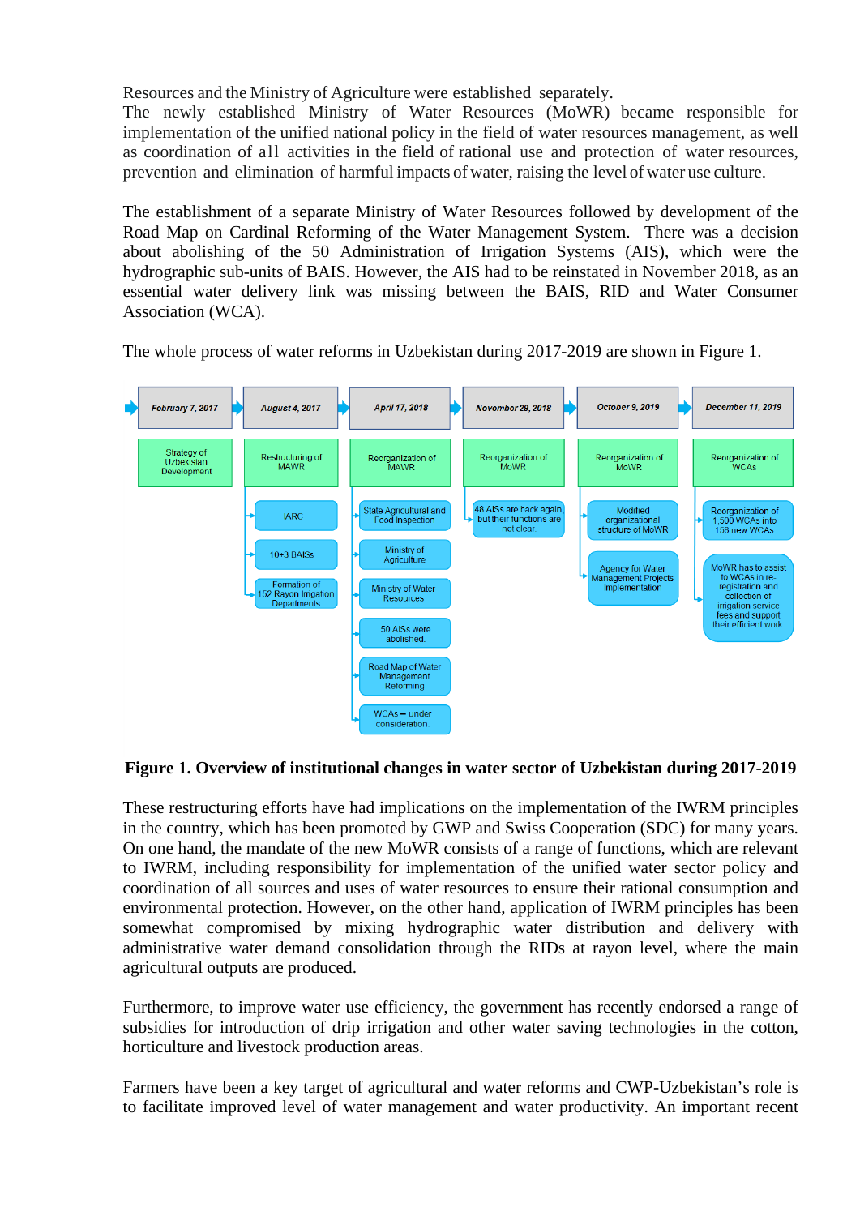Resources and the Ministry of Agriculture were established separately.

The newly established Ministry of Water Resources (MoWR) became responsible for implementation of the unified national policy in the field of water resources management, as well as coordination of all activities in the field of rational use and protection of water resources, prevention and elimination of harmful impacts of water, raising the level of water use culture.

The establishment of a separate Ministry of Water Resources followed by development of the Road Map on Cardinal Reforming of the Water Management System. There was a decision about abolishing of the 50 Administration of Irrigation Systems (AIS), which were the hydrographic sub-units of BAIS. However, the AIS had to be reinstated in November 2018, as an essential water delivery link was missing between the BAIS, RID and Water Consumer Association (WCA).

The whole process of water reforms in Uzbekistan during 2017-2019 are shown in Figure 1.

- **February 7, 2017**
  - Strategy of Uzbekistan Development
- **August 4, 2017**
  - Restructuring of MAWR
    - IARC
    - 10+3 BAISs
    - Formation of 152 Rayon Irrigation Departments
- **April 17, 2018**
  - Reorganization of MAWR
    - State Agricultural and Food Inspection
    - Ministry of Agriculture
    - Ministry of Water Resources
    - 50 AISs were abolished.
    - Road Map of Water Management Reforming
    - WCAs – under consideration.
- **November 29, 2018**
  - Reorganization of MoWR
    - 48 AISs are back again, but their functions are not clear.
- **October 9, 2019**
  - Reorganization of MoWR
    - Modified organizational structure of MoWR
    - Agency for Water Management Projects Implementation
- **December 11, 2019**
  - Reorganization of WCAs
    - Reorganization of 1,500 WCAs into 158 new WCAs
    - MoWR has to assist to WCAs in re-registration and collection of irrigation service fees and support their efficient work

**Figure 1. Overview of institutional changes in water sector of Uzbekistan during 2017-2019**

These restructuring efforts have had implications on the implementation of the IWRM principles in the country, which has been promoted by GWP and Swiss Cooperation (SDC) for many years. On one hand, the mandate of the new MoWR consists of a range of functions, which are relevant to IWRM, including responsibility for implementation of the unified water sector policy and coordination of all sources and uses of water resources to ensure their rational consumption and environmental protection. However, on the other hand, application of IWRM principles has been somewhat compromised by mixing hydrographic water distribution and delivery with administrative water demand consolidation through the RIDs at rayon level, where the main agricultural outputs are produced.

Furthermore, to improve water use efficiency, the government has recently endorsed a range of subsidies for introduction of drip irrigation and other water saving technologies in the cotton, horticulture and livestock production areas.

Farmers have been a key target of agricultural and water reforms and CWP-Uzbekistan's role is to facilitate improved level of water management and water productivity. An important recent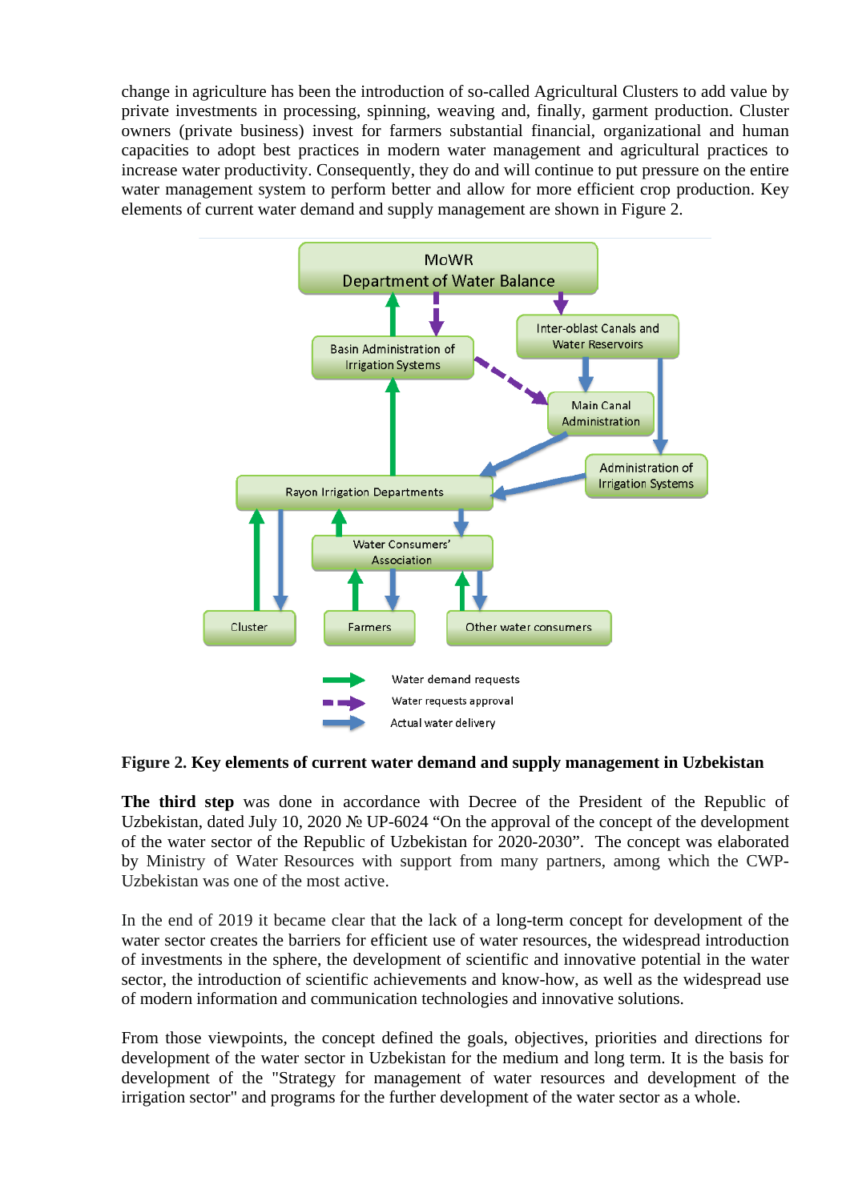change in agriculture has been the introduction of so-called Agricultural Clusters to add value by private investments in processing, spinning, weaving and, finally, garment production. Cluster owners (private business) invest for farmers substantial financial, organizational and human capacities to adopt best practices in modern water management and agricultural practices to increase water productivity. Consequently, they do and will continue to put pressure on the entire water management system to perform better and allow for more efficient crop production. Key elements of current water demand and supply management are shown in Figure 2.

**Figure 2. Key elements of current water demand and supply management in Uzbekistan**

**The third step** was done in accordance with Decree of the President of the Republic of Uzbekistan, dated July 10, 2020 № UP-6024 "On the approval of the concept of the development of the water sector of the Republic of Uzbekistan for 2020-2030". The concept was elaborated by Ministry of Water Resources with support from many partners, among which the CWP-Uzbekistan was one of the most active.

In the end of 2019 it became clear that the lack of a long-term concept for development of the water sector creates the barriers for efficient use of water resources, the widespread introduction of investments in the sphere, the development of scientific and innovative potential in the water sector, the introduction of scientific achievements and know-how, as well as the widespread use of modern information and communication technologies and innovative solutions.

From those viewpoints, the concept defined the goals, objectives, priorities and directions for development of the water sector in Uzbekistan for the medium and long term. It is the basis for development of the "Strategy for management of water resources and development of the irrigation sector" and programs for the further development of the water sector as a whole.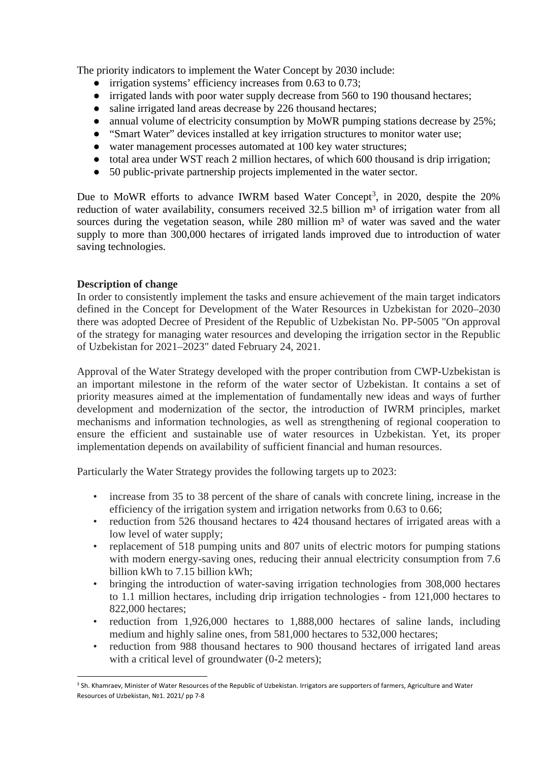The priority indicators to implement the Water Concept by 2030 include:

- irrigation systems' efficiency increases from 0.63 to 0.73;
- irrigated lands with poor water supply decrease from 560 to 190 thousand hectares;
- saline irrigated land areas decrease by 226 thousand hectares;
- annual volume of electricity consumption by MoWR pumping stations decrease by 25%;
- "Smart Water" devices installed at key irrigation structures to monitor water use;
- water management processes automated at 100 key water structures;
- total area under WST reach 2 million hectares, of which 600 thousand is drip irrigation;
- 50 public-private partnership projects implemented in the water sector.

Due to MoWR efforts to advance IWRM based Water Concept[3], in 2020, despite the 20% reduction of water availability, consumers received 32.5 billion m³ of irrigation water from all sources during the vegetation season, while 280 million m³ of water was saved and the water supply to more than 300,000 hectares of irrigated lands improved due to introduction of water saving technologies.

**Description of change**

In order to consistently implement the tasks and ensure achievement of the main target indicators defined in the Concept for Development of the Water Resources in Uzbekistan for 2020–2030 there was adopted Decree of President of the Republic of Uzbekistan No. PP-5005 "On approval of the strategy for managing water resources and developing the irrigation sector in the Republic of Uzbekistan for 2021–2023" dated February 24, 2021.

Approval of the Water Strategy developed with the proper contribution from CWP-Uzbekistan is an important milestone in the reform of the water sector of Uzbekistan. It contains a set of priority measures aimed at the implementation of fundamentally new ideas and ways of further development and modernization of the sector, the introduction of IWRM principles, market mechanisms and information technologies, as well as strengthening of regional cooperation to ensure the efficient and sustainable use of water resources in Uzbekistan. Yet, its proper implementation depends on availability of sufficient financial and human resources.

Particularly the Water Strategy provides the following targets up to 2023:

- increase from 35 to 38 percent of the share of canals with concrete lining, increase in the efficiency of the irrigation system and irrigation networks from 0.63 to 0.66;
- reduction from 526 thousand hectares to 424 thousand hectares of irrigated areas with a low level of water supply;
- replacement of 518 pumping units and 807 units of electric motors for pumping stations with modern energy-saving ones, reducing their annual electricity consumption from 7.6 billion kWh to 7.15 billion kWh;
- bringing the introduction of water-saving irrigation technologies from 308,000 hectares to 1.1 million hectares, including drip irrigation technologies - from 121,000 hectares to 822,000 hectares;
- reduction from 1,926,000 hectares to 1,888,000 hectares of saline lands, including medium and highly saline ones, from 581,000 hectares to 532,000 hectares;
- reduction from 988 thousand hectares to 900 thousand hectares of irrigated land areas with a critical level of groundwater (0-2 meters);

[3] Sh. Khamraev, Minister of Water Resources of the Republic of Uzbekistan. Irrigators are supporters of farmers, Agriculture and Water Resources of Uzbekistan, №1. 2021/ pp 7-8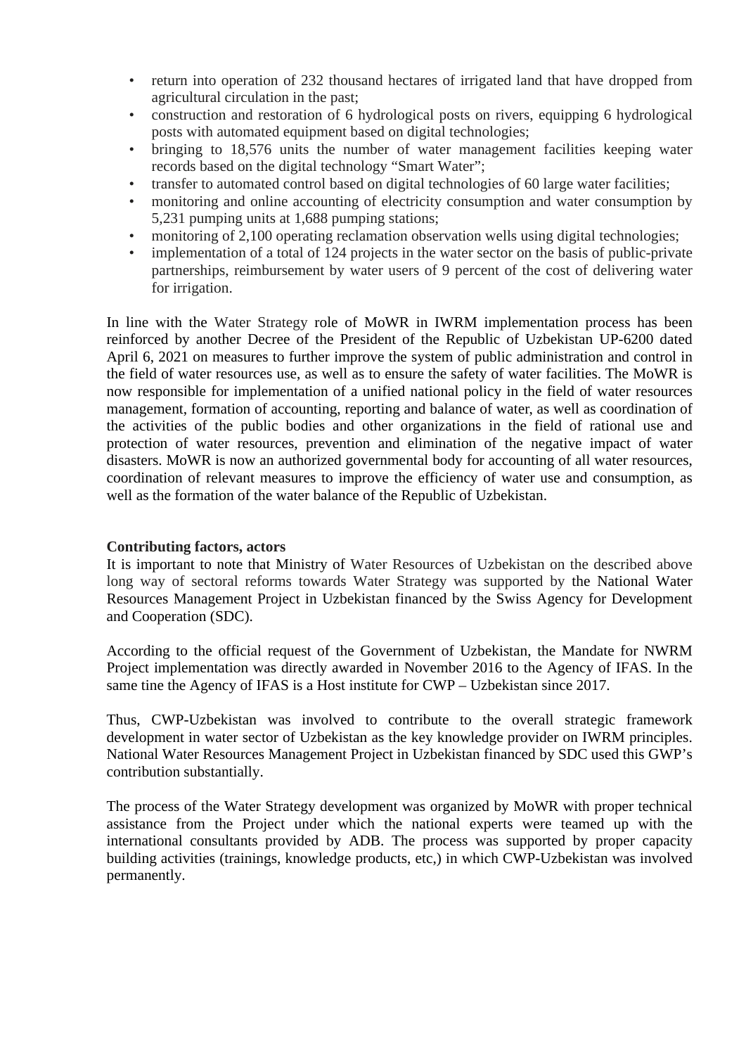- return into operation of 232 thousand hectares of irrigated land that have dropped from agricultural circulation in the past;
- construction and restoration of 6 hydrological posts on rivers, equipping 6 hydrological posts with automated equipment based on digital technologies;
- bringing to 18,576 units the number of water management facilities keeping water records based on the digital technology "Smart Water";
- transfer to automated control based on digital technologies of 60 large water facilities;
- monitoring and online accounting of electricity consumption and water consumption by 5,231 pumping units at 1,688 pumping stations;
- monitoring of 2,100 operating reclamation observation wells using digital technologies;
- implementation of a total of 124 projects in the water sector on the basis of public-private partnerships, reimbursement by water users of 9 percent of the cost of delivering water for irrigation.

In line with the Water Strategy role of MoWR in IWRM implementation process has been reinforced by another Decree of the President of the Republic of Uzbekistan UP-6200 dated April 6, 2021 on measures to further improve the system of public administration and control in the field of water resources use, as well as to ensure the safety of water facilities. The MoWR is now responsible for implementation of a unified national policy in the field of water resources management, formation of accounting, reporting and balance of water, as well as coordination of the activities of the public bodies and other organizations in the field of rational use and protection of water resources, prevention and elimination of the negative impact of water disasters. MoWR is now an authorized governmental body for accounting of all water resources, coordination of relevant measures to improve the efficiency of water use and consumption, as well as the formation of the water balance of the Republic of Uzbekistan.

**Contributing factors, actors**

It is important to note that Ministry of Water Resources of Uzbekistan on the described above long way of sectoral reforms towards Water Strategy was supported by the National Water Resources Management Project in Uzbekistan financed by the Swiss Agency for Development and Cooperation (SDC).

According to the official request of the Government of Uzbekistan, the Mandate for NWRM Project implementation was directly awarded in November 2016 to the Agency of IFAS. In the same tine the Agency of IFAS is a Host institute for CWP – Uzbekistan since 2017.

Thus, CWP-Uzbekistan was involved to contribute to the overall strategic framework development in water sector of Uzbekistan as the key knowledge provider on IWRM principles. National Water Resources Management Project in Uzbekistan financed by SDC used this GWP's contribution substantially.

The process of the Water Strategy development was organized by MoWR with proper technical assistance from the Project under which the national experts were teamed up with the international consultants provided by ADB. The process was supported by proper capacity building activities (trainings, knowledge products, etc,) in which CWP-Uzbekistan was involved permanently.